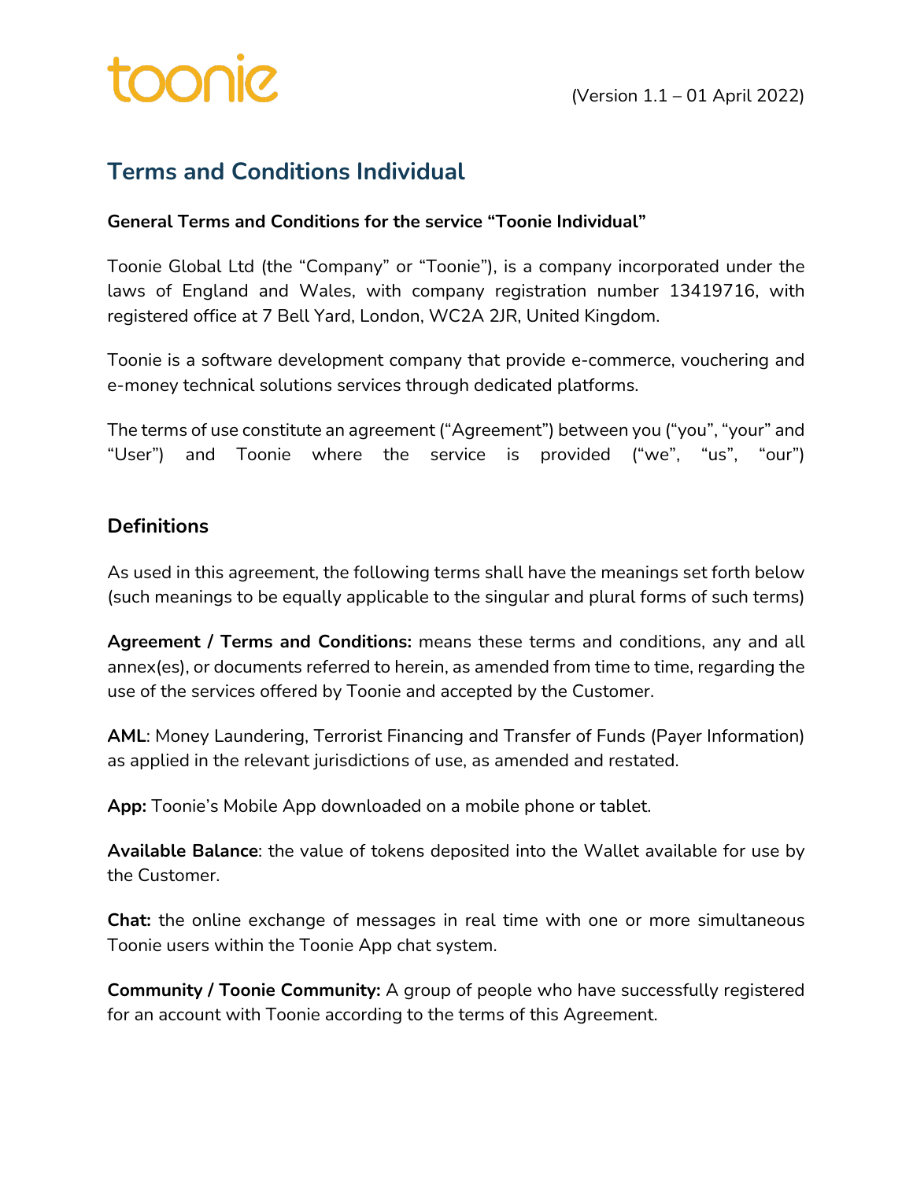toonie

(Version 1.1 – 01 April 2022)

# Terms and Conditions Individual

**General Terms and Conditions for the service "Toonie Individual"**

Toonie Global Ltd (the "Company" or "Toonie"), is a company incorporated under the laws of England and Wales, with company registration number 13419716, with registered office at 7 Bell Yard, London, WC2A 2JR, United Kingdom.

Toonie is a software development company that provide e-commerce, vouchering and e-money technical solutions services through dedicated platforms.

The terms of use constitute an agreement ("Agreement") between you ("you", "your" and "User") and Toonie where the service is provided ("we", "us", "our")

## Definitions

As used in this agreement, the following terms shall have the meanings set forth below (such meanings to be equally applicable to the singular and plural forms of such terms)

**Agreement / Terms and Conditions:** means these terms and conditions, any and all annex(es), or documents referred to herein, as amended from time to time, regarding the use of the services offered by Toonie and accepted by the Customer.

**AML**: Money Laundering, Terrorist Financing and Transfer of Funds (Payer Information) as applied in the relevant jurisdictions of use, as amended and restated.

**App:** Toonie's Mobile App downloaded on a mobile phone or tablet.

**Available Balance**: the value of tokens deposited into the Wallet available for use by the Customer.

**Chat:** the online exchange of messages in real time with one or more simultaneous Toonie users within the Toonie App chat system.

**Community / Toonie Community:** A group of people who have successfully registered for an account with Toonie according to the terms of this Agreement.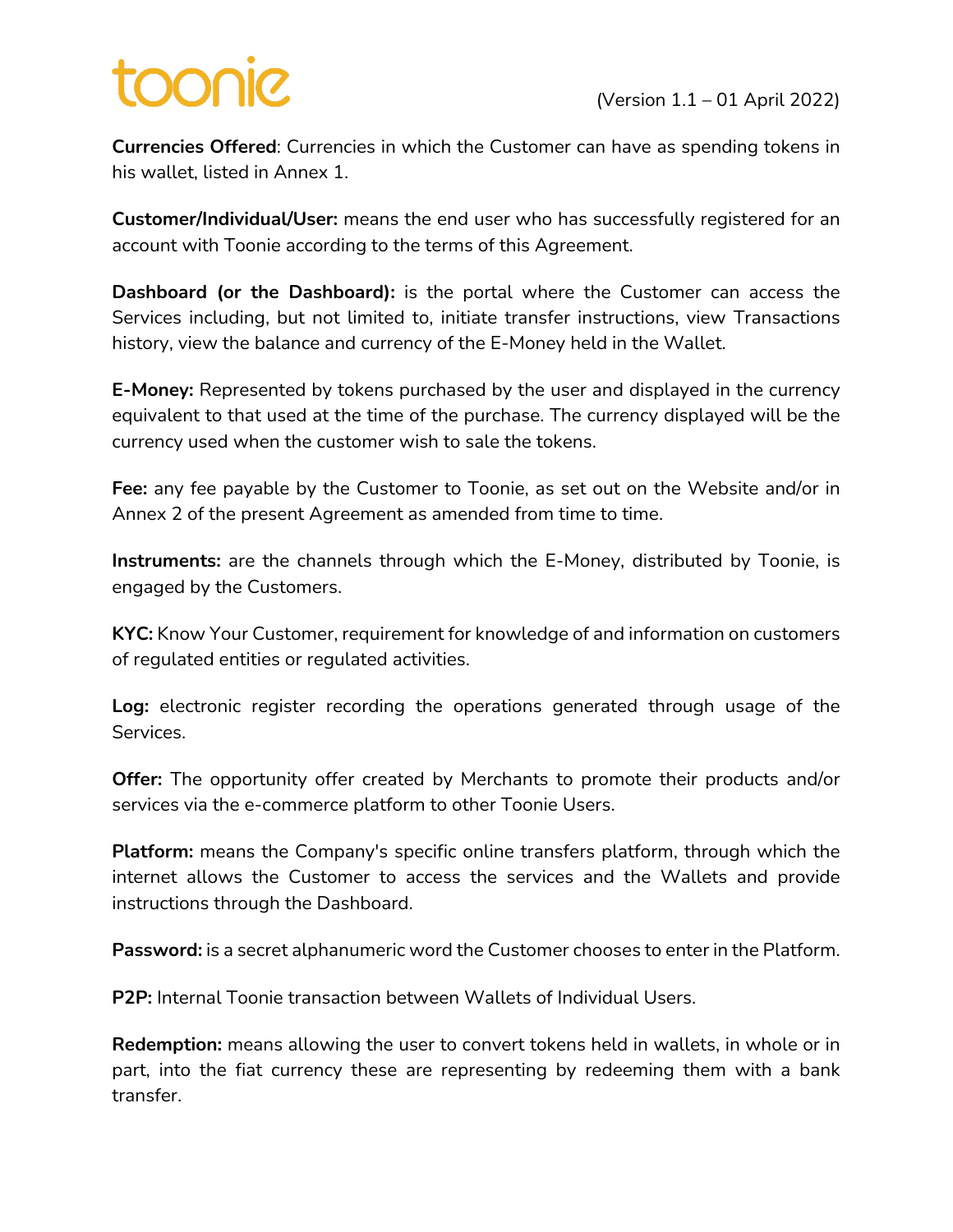**Currencies Offered**: Currencies in which the Customer can have as spending tokens in his wallet, listed in Annex 1.

**Customer/Individual/User:** means the end user who has successfully registered for an account with Toonie according to the terms of this Agreement.

**Dashboard (or the Dashboard):** is the portal where the Customer can access the Services including, but not limited to, initiate transfer instructions, view Transactions history, view the balance and currency of the E-Money held in the Wallet.

**E-Money:** Represented by tokens purchased by the user and displayed in the currency equivalent to that used at the time of the purchase. The currency displayed will be the currency used when the customer wish to sale the tokens.

**Fee:** any fee payable by the Customer to Toonie, as set out on the Website and/or in Annex 2 of the present Agreement as amended from time to time.

**Instruments:** are the channels through which the E-Money, distributed by Toonie, is engaged by the Customers.

**KYC:** Know Your Customer, requirement for knowledge of and information on customers of regulated entities or regulated activities.

**Log:** electronic register recording the operations generated through usage of the Services.

**Offer:** The opportunity offer created by Merchants to promote their products and/or services via the e-commerce platform to other Toonie Users.

**Platform:** means the Company's specific online transfers platform, through which the internet allows the Customer to access the services and the Wallets and provide instructions through the Dashboard.

**Password:** is a secret alphanumeric word the Customer chooses to enter in the Platform.

**P2P:** Internal Toonie transaction between Wallets of Individual Users.

**Redemption:** means allowing the user to convert tokens held in wallets, in whole or in part, into the fiat currency these are representing by redeeming them with a bank transfer.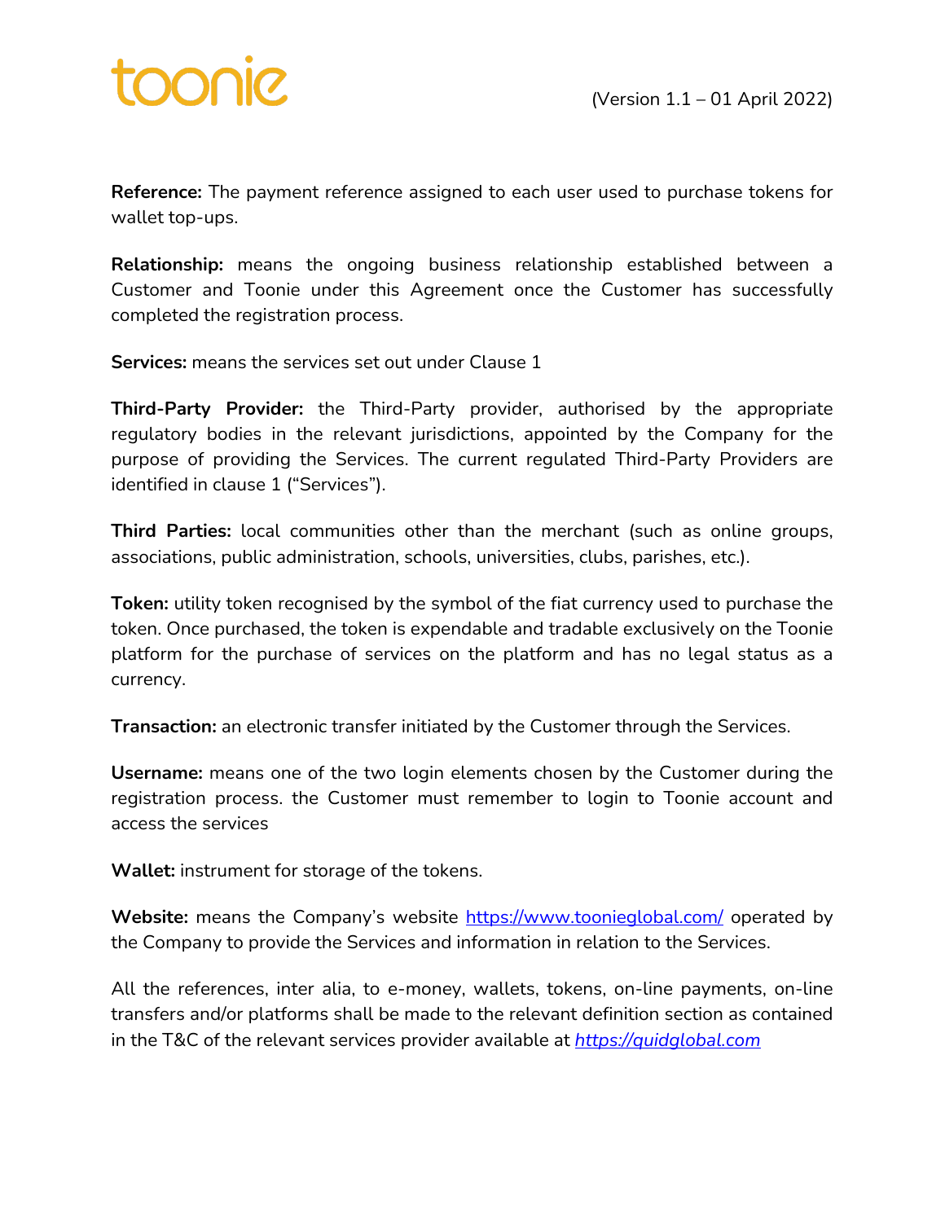**Reference:** The payment reference assigned to each user used to purchase tokens for wallet top-ups.

**Relationship:** means the ongoing business relationship established between a Customer and Toonie under this Agreement once the Customer has successfully completed the registration process.

**Services:** means the services set out under Clause 1

**Third-Party Provider:** the Third-Party provider, authorised by the appropriate regulatory bodies in the relevant jurisdictions, appointed by the Company for the purpose of providing the Services. The current regulated Third-Party Providers are identified in clause 1 ("Services").

**Third Parties:** local communities other than the merchant (such as online groups, associations, public administration, schools, universities, clubs, parishes, etc.).

**Token:** utility token recognised by the symbol of the fiat currency used to purchase the token. Once purchased, the token is expendable and tradable exclusively on the Toonie platform for the purchase of services on the platform and has no legal status as a currency.

**Transaction:** an electronic transfer initiated by the Customer through the Services.

**Username:** means one of the two login elements chosen by the Customer during the registration process. the Customer must remember to login to Toonie account and access the services

**Wallet:** instrument for storage of the tokens.

**Website:** means the Company's website [https://www.toonieglobal.com/](https://www.toonieglobal.com/) operated by the Company to provide the Services and information in relation to the Services.

All the references, inter alia, to e-money, wallets, tokens, on-line payments, on-line transfers and/or platforms shall be made to the relevant definition section as contained in the T&C of the relevant services provider available at *[https://quidglobal.com](https://quidglobal.com)*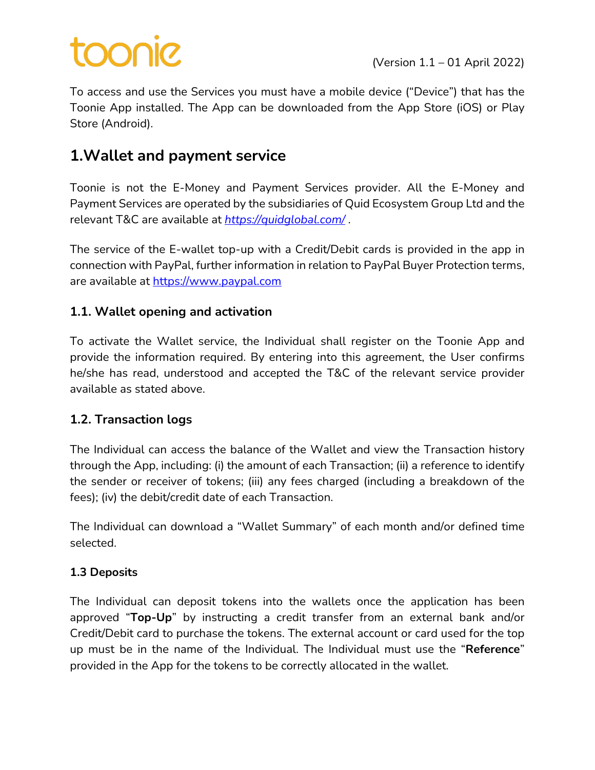(Version 1.1 – 01 April 2022)

To access and use the Services you must have a mobile device ("Device") that has the Toonie App installed. The App can be downloaded from the App Store (iOS) or Play Store (Android).

## 1.Wallet and payment service

Toonie is not the E-Money and Payment Services provider. All the E-Money and Payment Services are operated by the subsidiaries of Quid Ecosystem Group Ltd and the relevant T&C are available at *https://quidglobal.com/* .

The service of the E-wallet top-up with a Credit/Debit cards is provided in the app in connection with PayPal, further information in relation to PayPal Buyer Protection terms, are available at https://www.paypal.com

### 1.1. Wallet opening and activation

To activate the Wallet service, the Individual shall register on the Toonie App and provide the information required. By entering into this agreement, the User confirms he/she has read, understood and accepted the T&C of the relevant service provider available as stated above.

### 1.2. Transaction logs

The Individual can access the balance of the Wallet and view the Transaction history through the App, including: (i) the amount of each Transaction; (ii) a reference to identify the sender or receiver of tokens; (iii) any fees charged (including a breakdown of the fees); (iv) the debit/credit date of each Transaction.

The Individual can download a "Wallet Summary" of each month and/or defined time selected.

### 1.3 Deposits

The Individual can deposit tokens into the wallets once the application has been approved "**Top-Up**" by instructing a credit transfer from an external bank and/or Credit/Debit card to purchase the tokens. The external account or card used for the top up must be in the name of the Individual. The Individual must use the "**Reference**" provided in the App for the tokens to be correctly allocated in the wallet.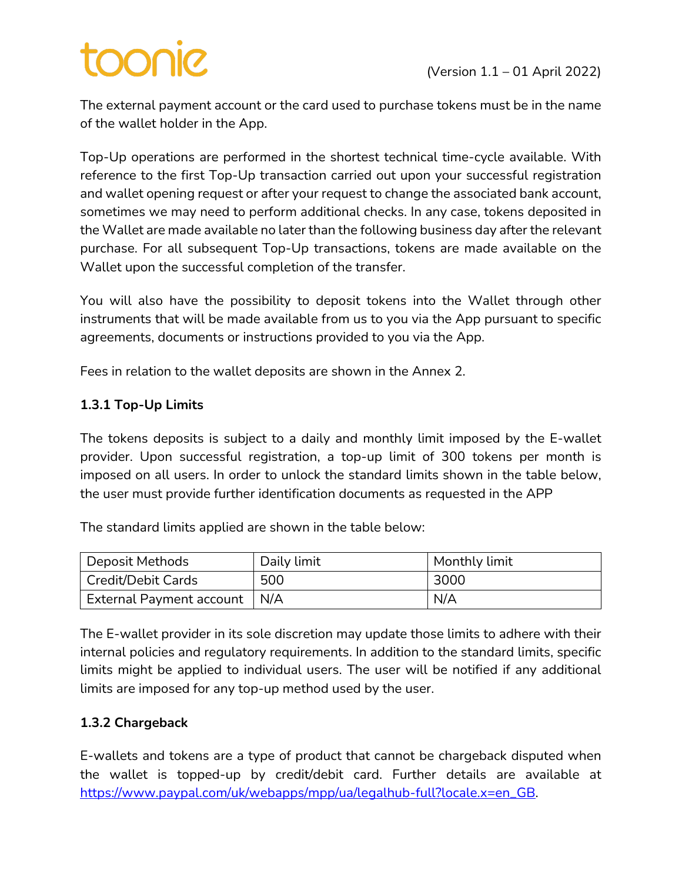The external payment account or the card used to purchase tokens must be in the name of the wallet holder in the App.

Top-Up operations are performed in the shortest technical time-cycle available. With reference to the first Top-Up transaction carried out upon your successful registration and wallet opening request or after your request to change the associated bank account, sometimes we may need to perform additional checks. In any case, tokens deposited in the Wallet are made available no later than the following business day after the relevant purchase. For all subsequent Top-Up transactions, tokens are made available on the Wallet upon the successful completion of the transfer.

You will also have the possibility to deposit tokens into the Wallet through other instruments that will be made available from us to you via the App pursuant to specific agreements, documents or instructions provided to you via the App.

Fees in relation to the wallet deposits are shown in the Annex 2.

### 1.3.1 Top-Up Limits

The tokens deposits is subject to a daily and monthly limit imposed by the E-wallet provider. Upon successful registration, a top-up limit of 300 tokens per month is imposed on all users. In order to unlock the standard limits shown in the table below, the user must provide further identification documents as requested in the APP

The standard limits applied are shown in the table below:

| Deposit Methods | Daily limit | Monthly limit |
|---|---|---|
| Credit/Debit Cards | 500 | 3000 |
| External Payment account | N/A | N/A |

The E-wallet provider in its sole discretion may update those limits to adhere with their internal policies and regulatory requirements. In addition to the standard limits, specific limits might be applied to individual users. The user will be notified if any additional limits are imposed for any top-up method used by the user.

### 1.3.2 Chargeback

E-wallets and tokens are a type of product that cannot be chargeback disputed when the wallet is topped-up by credit/debit card. Further details are available at [https://www.paypal.com/uk/webapps/mpp/ua/legalhub-full?locale.x=en_GB](https://www.paypal.com/uk/webapps/mpp/ua/legalhub-full?locale.x=en_GB).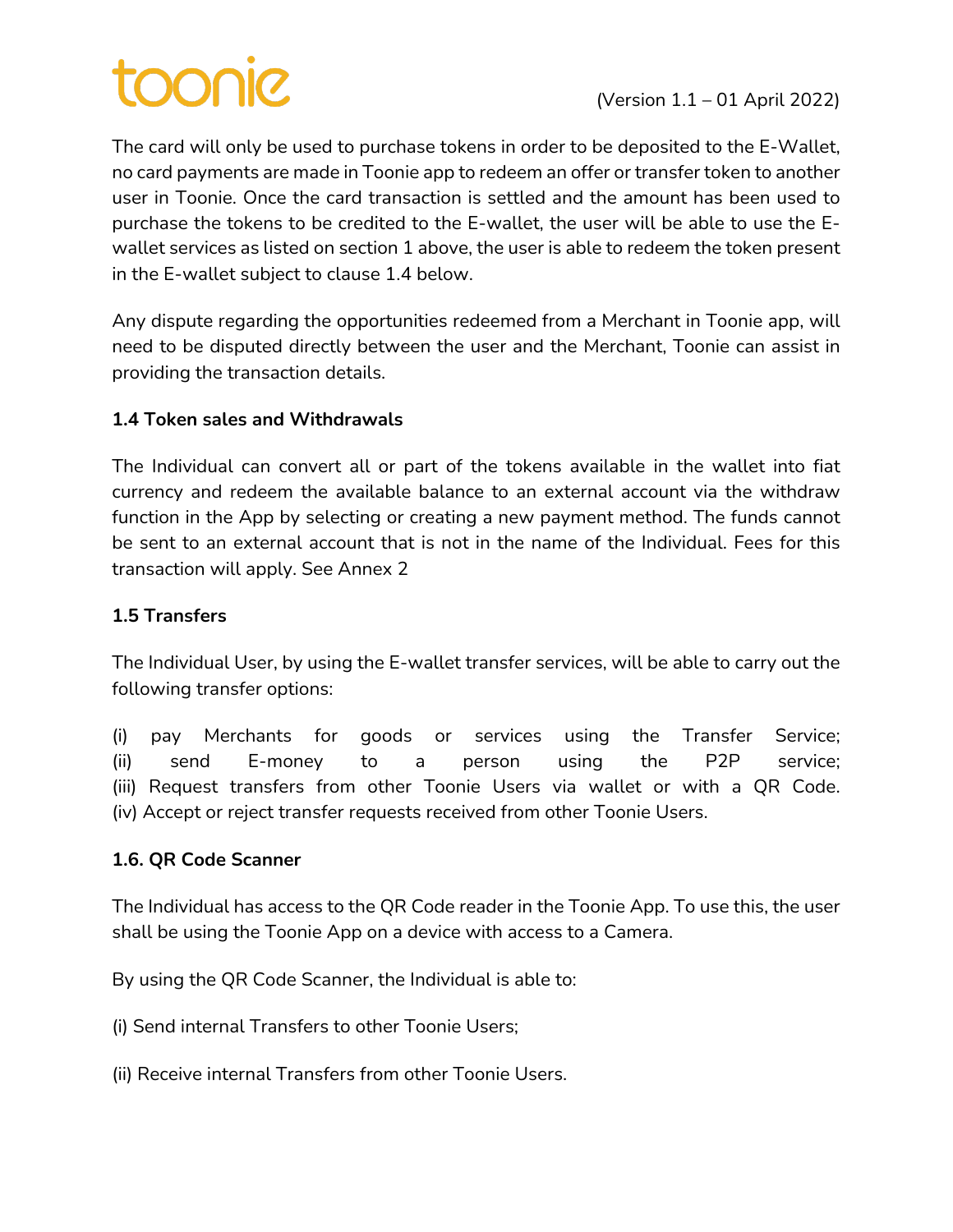The card will only be used to purchase tokens in order to be deposited to the E-Wallet, no card payments are made in Toonie app to redeem an offer or transfer token to another user in Toonie. Once the card transaction is settled and the amount has been used to purchase the tokens to be credited to the E-wallet, the user will be able to use the E-wallet services as listed on section 1 above, the user is able to redeem the token present in the E-wallet subject to clause 1.4 below.

Any dispute regarding the opportunities redeemed from a Merchant in Toonie app, will need to be disputed directly between the user and the Merchant, Toonie can assist in providing the transaction details.

**1.4 Token sales and Withdrawals**

The Individual can convert all or part of the tokens available in the wallet into fiat currency and redeem the available balance to an external account via the withdraw function in the App by selecting or creating a new payment method. The funds cannot be sent to an external account that is not in the name of the Individual. Fees for this transaction will apply. See Annex 2

**1.5 Transfers**

The Individual User, by using the E-wallet transfer services, will be able to carry out the following transfer options:

(i) pay Merchants for goods or services using the Transfer Service;
(ii) send E-money to a person using the P2P service;
(iii) Request transfers from other Toonie Users via wallet or with a QR Code.
(iv) Accept or reject transfer requests received from other Toonie Users.

**1.6. QR Code Scanner**

The Individual has access to the QR Code reader in the Toonie App. To use this, the user shall be using the Toonie App on a device with access to a Camera.

By using the QR Code Scanner, the Individual is able to:

(i) Send internal Transfers to other Toonie Users;

(ii) Receive internal Transfers from other Toonie Users.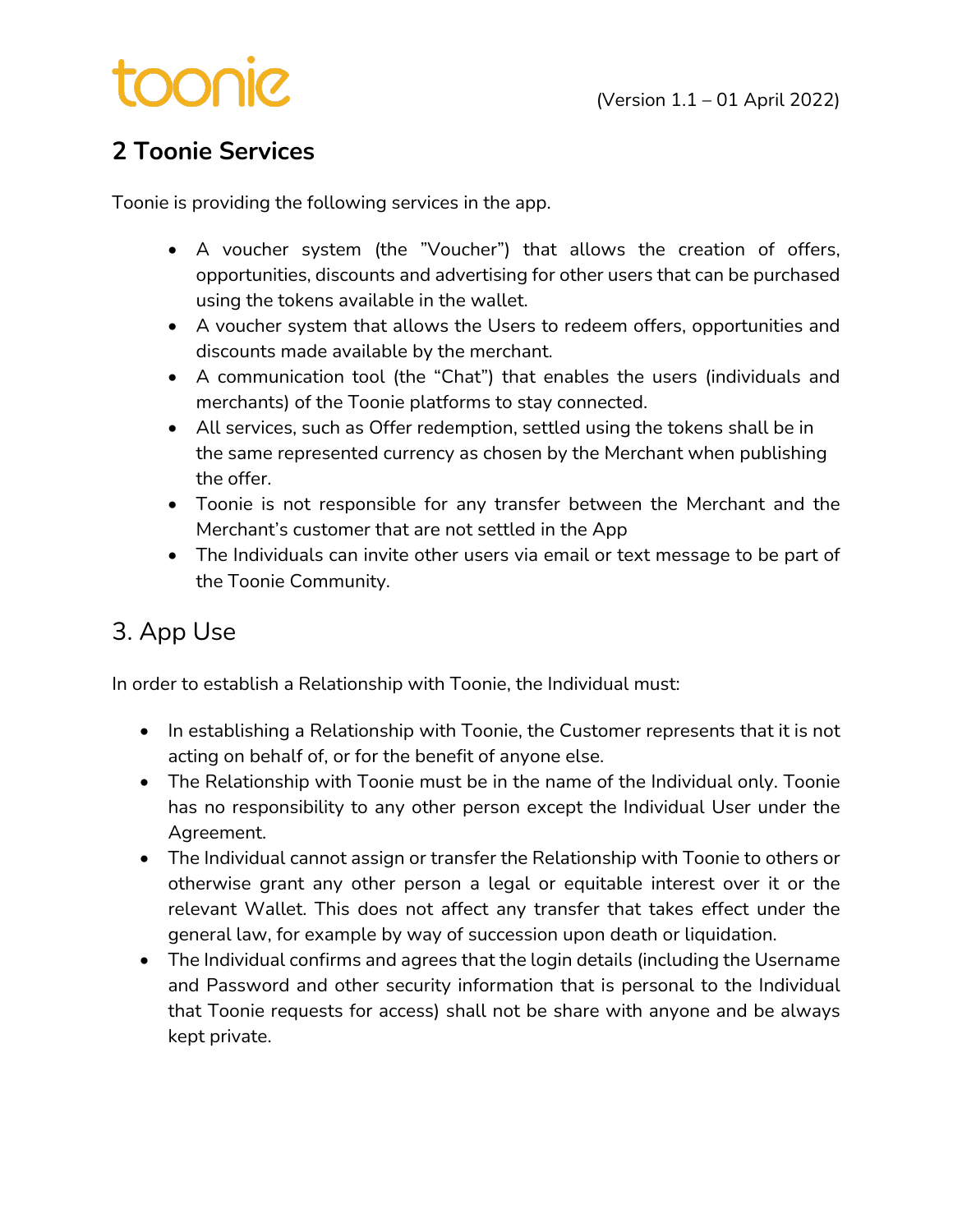## 2 Toonie Services

Toonie is providing the following services in the app.

- A voucher system (the "Voucher") that allows the creation of offers, opportunities, discounts and advertising for other users that can be purchased using the tokens available in the wallet.
- A voucher system that allows the Users to redeem offers, opportunities and discounts made available by the merchant.
- A communication tool (the "Chat") that enables the users (individuals and merchants) of the Toonie platforms to stay connected.
- All services, such as Offer redemption, settled using the tokens shall be in the same represented currency as chosen by the Merchant when publishing the offer.
- Toonie is not responsible for any transfer between the Merchant and the Merchant's customer that are not settled in the App
- The Individuals can invite other users via email or text message to be part of the Toonie Community.

## 3. App Use

In order to establish a Relationship with Toonie, the Individual must:

- In establishing a Relationship with Toonie, the Customer represents that it is not acting on behalf of, or for the benefit of anyone else.
- The Relationship with Toonie must be in the name of the Individual only. Toonie has no responsibility to any other person except the Individual User under the Agreement.
- The Individual cannot assign or transfer the Relationship with Toonie to others or otherwise grant any other person a legal or equitable interest over it or the relevant Wallet. This does not affect any transfer that takes effect under the general law, for example by way of succession upon death or liquidation.
- The Individual confirms and agrees that the login details (including the Username and Password and other security information that is personal to the Individual that Toonie requests for access) shall not be share with anyone and be always kept private.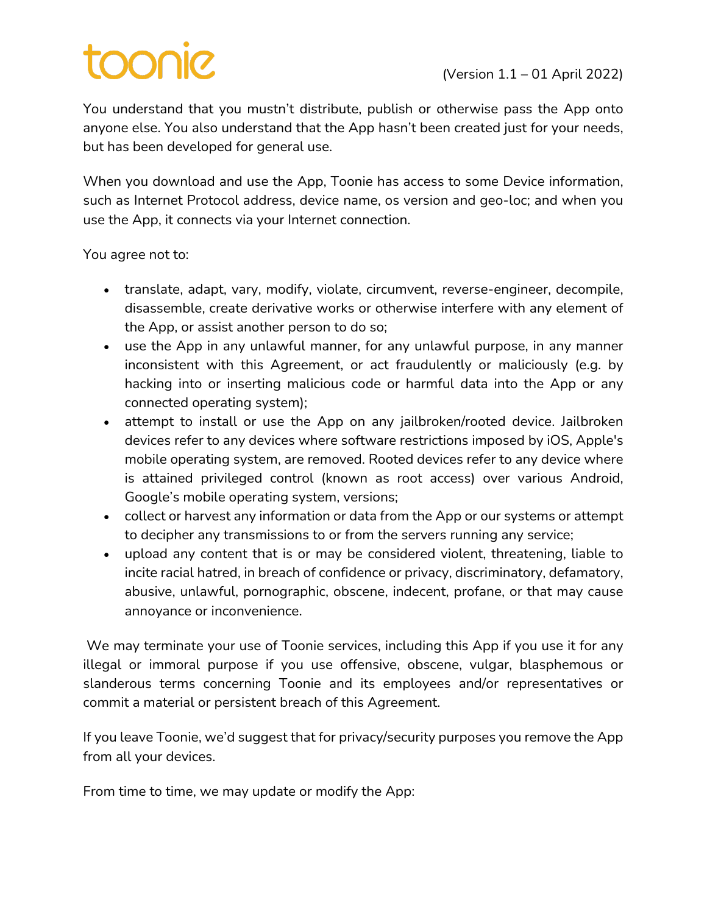You understand that you mustn't distribute, publish or otherwise pass the App onto anyone else. You also understand that the App hasn't been created just for your needs, but has been developed for general use.

When you download and use the App, Toonie has access to some Device information, such as Internet Protocol address, device name, os version and geo-loc; and when you use the App, it connects via your Internet connection.

You agree not to:

- translate, adapt, vary, modify, violate, circumvent, reverse-engineer, decompile, disassemble, create derivative works or otherwise interfere with any element of the App, or assist another person to do so;
- use the App in any unlawful manner, for any unlawful purpose, in any manner inconsistent with this Agreement, or act fraudulently or maliciously (e.g. by hacking into or inserting malicious code or harmful data into the App or any connected operating system);
- attempt to install or use the App on any jailbroken/rooted device. Jailbroken devices refer to any devices where software restrictions imposed by iOS, Apple's mobile operating system, are removed. Rooted devices refer to any device where is attained privileged control (known as root access) over various Android, Google's mobile operating system, versions;
- collect or harvest any information or data from the App or our systems or attempt to decipher any transmissions to or from the servers running any service;
- upload any content that is or may be considered violent, threatening, liable to incite racial hatred, in breach of confidence or privacy, discriminatory, defamatory, abusive, unlawful, pornographic, obscene, indecent, profane, or that may cause annoyance or inconvenience.

We may terminate your use of Toonie services, including this App if you use it for any illegal or immoral purpose if you use offensive, obscene, vulgar, blasphemous or slanderous terms concerning Toonie and its employees and/or representatives or commit a material or persistent breach of this Agreement.

If you leave Toonie, we'd suggest that for privacy/security purposes you remove the App from all your devices.

From time to time, we may update or modify the App: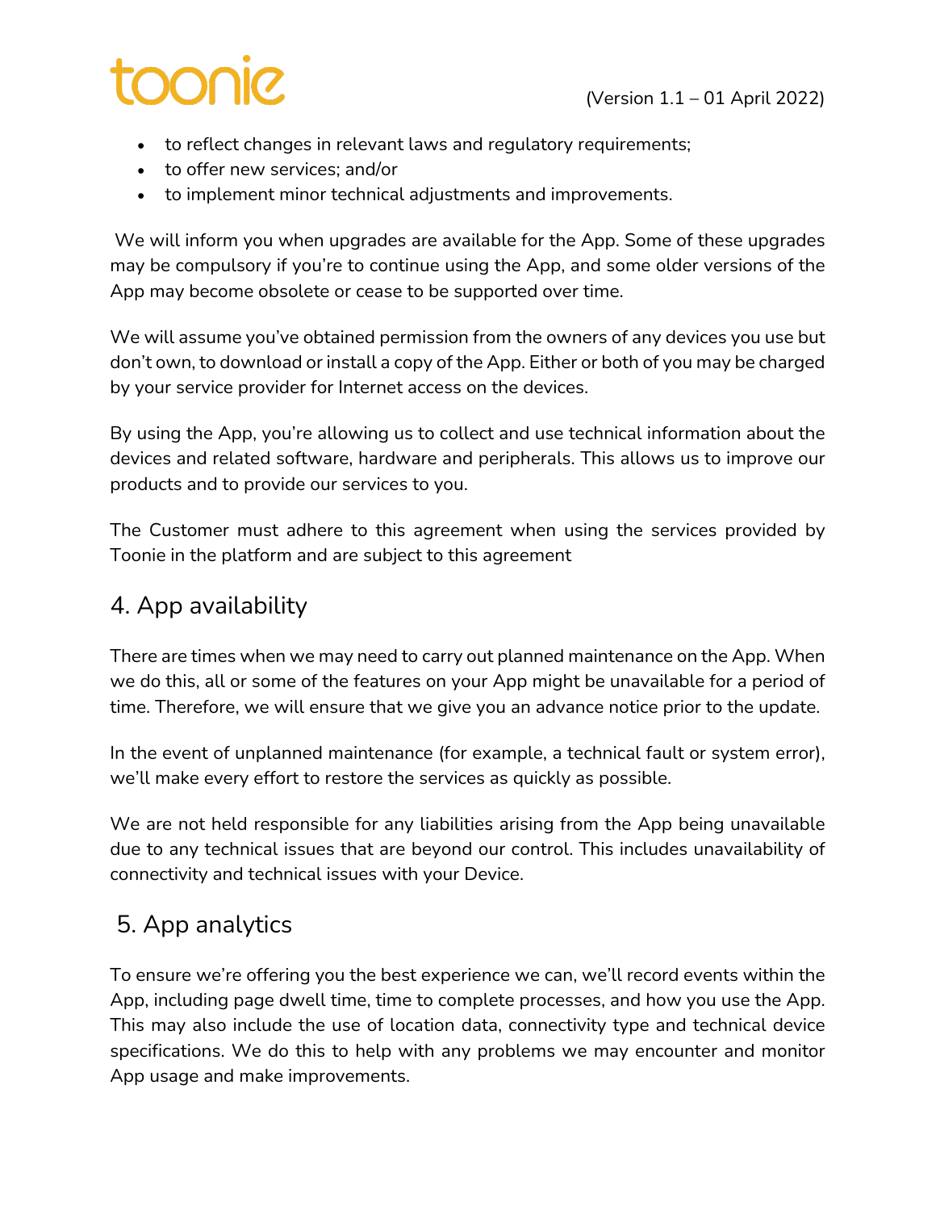- to reflect changes in relevant laws and regulatory requirements;
- to offer new services; and/or
- to implement minor technical adjustments and improvements.

We will inform you when upgrades are available for the App. Some of these upgrades may be compulsory if you're to continue using the App, and some older versions of the App may become obsolete or cease to be supported over time.

We will assume you've obtained permission from the owners of any devices you use but don't own, to download or install a copy of the App. Either or both of you may be charged by your service provider for Internet access on the devices.

By using the App, you're allowing us to collect and use technical information about the devices and related software, hardware and peripherals. This allows us to improve our products and to provide our services to you.

The Customer must adhere to this agreement when using the services provided by Toonie in the platform and are subject to this agreement

## 4. App availability

There are times when we may need to carry out planned maintenance on the App. When we do this, all or some of the features on your App might be unavailable for a period of time. Therefore, we will ensure that we give you an advance notice prior to the update.

In the event of unplanned maintenance (for example, a technical fault or system error), we'll make every effort to restore the services as quickly as possible.

We are not held responsible for any liabilities arising from the App being unavailable due to any technical issues that are beyond our control. This includes unavailability of connectivity and technical issues with your Device.

## 5. App analytics

To ensure we're offering you the best experience we can, we'll record events within the App, including page dwell time, time to complete processes, and how you use the App. This may also include the use of location data, connectivity type and technical device specifications. We do this to help with any problems we may encounter and monitor App usage and make improvements.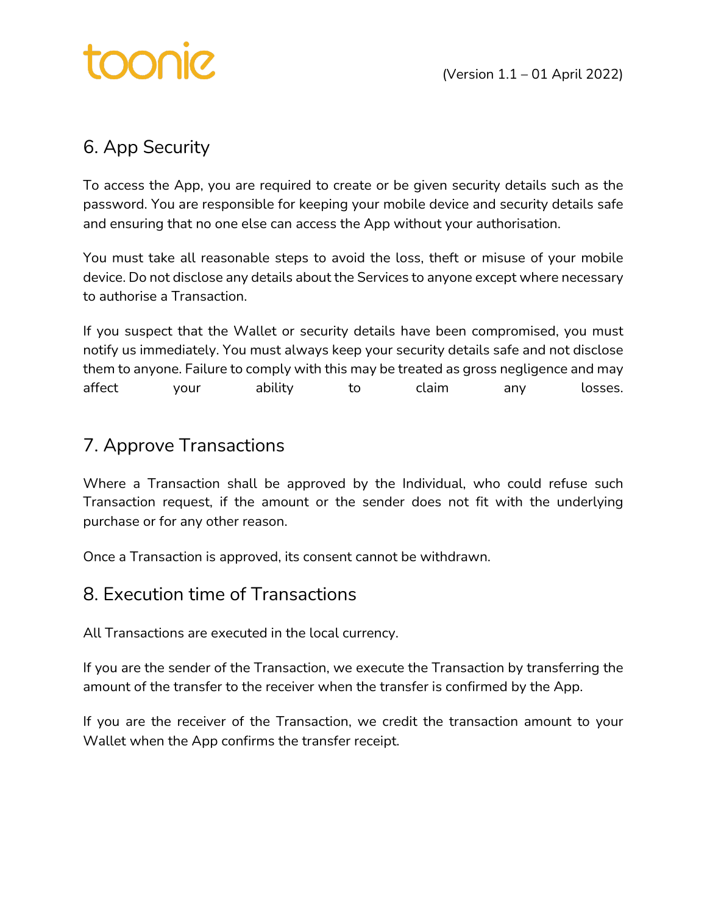## 6. App Security

To access the App, you are required to create or be given security details such as the password. You are responsible for keeping your mobile device and security details safe and ensuring that no one else can access the App without your authorisation.

You must take all reasonable steps to avoid the loss, theft or misuse of your mobile device. Do not disclose any details about the Services to anyone except where necessary to authorise a Transaction.

If you suspect that the Wallet or security details have been compromised, you must notify us immediately. You must always keep your security details safe and not disclose them to anyone. Failure to comply with this may be treated as gross negligence and may affect your ability to claim any losses.

## 7. Approve Transactions

Where a Transaction shall be approved by the Individual, who could refuse such Transaction request, if the amount or the sender does not fit with the underlying purchase or for any other reason.

Once a Transaction is approved, its consent cannot be withdrawn.

## 8. Execution time of Transactions

All Transactions are executed in the local currency.

If you are the sender of the Transaction, we execute the Transaction by transferring the amount of the transfer to the receiver when the transfer is confirmed by the App.

If you are the receiver of the Transaction, we credit the transaction amount to your Wallet when the App confirms the transfer receipt.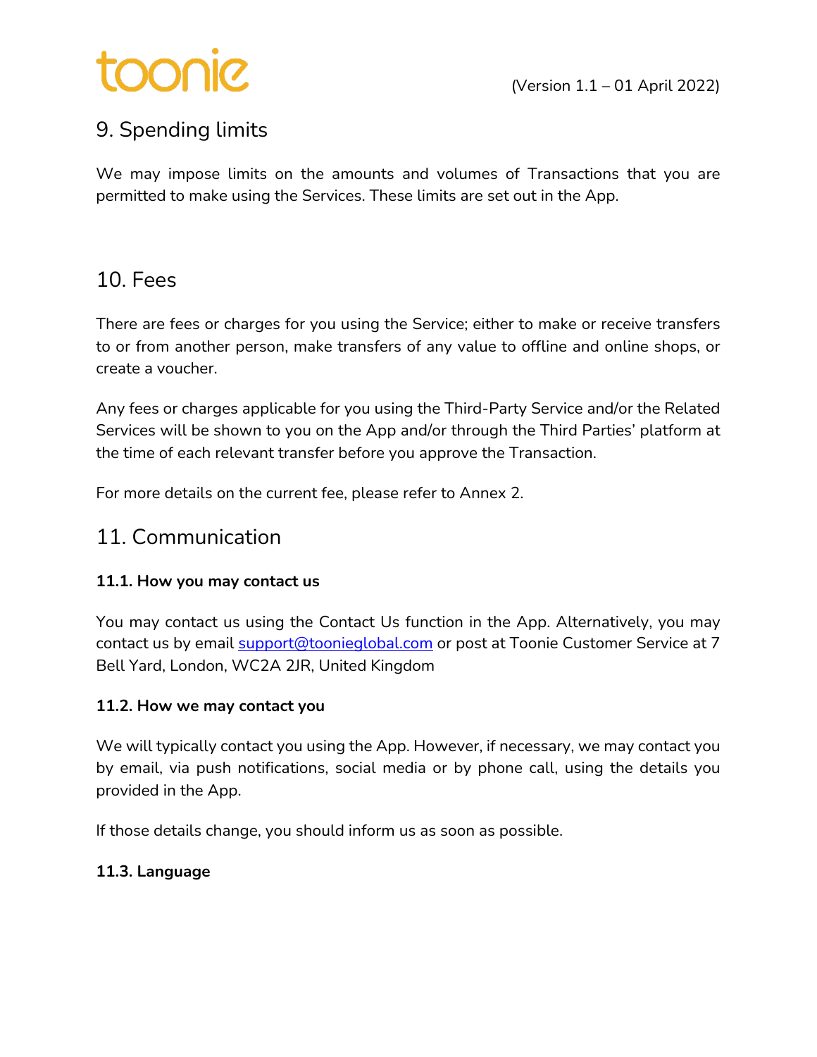## 9. Spending limits

We may impose limits on the amounts and volumes of Transactions that you are permitted to make using the Services. These limits are set out in the App.

## 10. Fees

There are fees or charges for you using the Service; either to make or receive transfers to or from another person, make transfers of any value to offline and online shops, or create a voucher.

Any fees or charges applicable for you using the Third-Party Service and/or the Related Services will be shown to you on the App and/or through the Third Parties' platform at the time of each relevant transfer before you approve the Transaction.

For more details on the current fee, please refer to Annex 2.

## 11. Communication

### 11.1. How you may contact us

You may contact us using the Contact Us function in the App. Alternatively, you may contact us by email support@toonieglobal.com or post at Toonie Customer Service at 7 Bell Yard, London, WC2A 2JR, United Kingdom

### 11.2. How we may contact you

We will typically contact you using the App. However, if necessary, we may contact you by email, via push notifications, social media or by phone call, using the details you provided in the App.

If those details change, you should inform us as soon as possible.

### 11.3. Language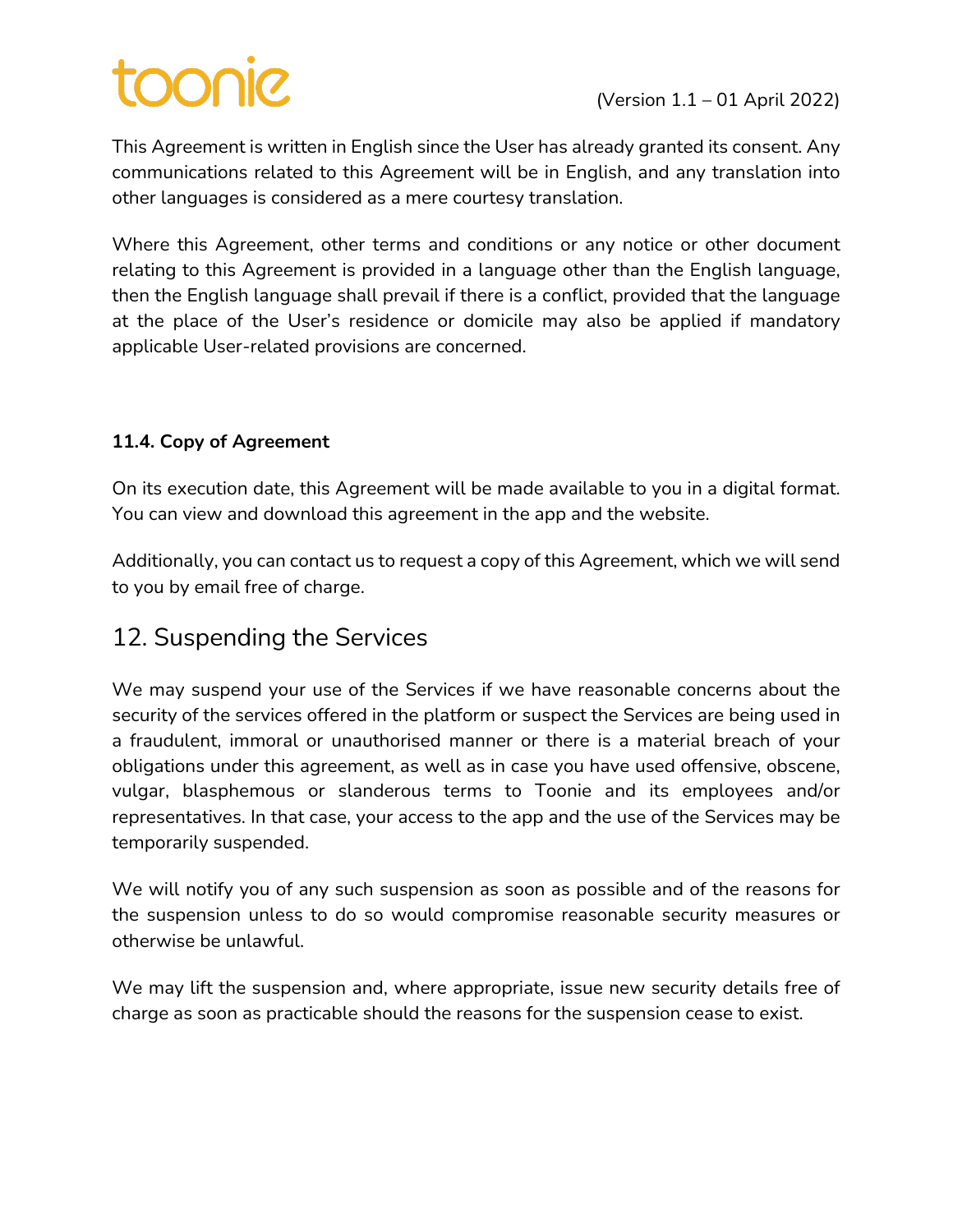This Agreement is written in English since the User has already granted its consent. Any communications related to this Agreement will be in English, and any translation into other languages is considered as a mere courtesy translation.

Where this Agreement, other terms and conditions or any notice or other document relating to this Agreement is provided in a language other than the English language, then the English language shall prevail if there is a conflict, provided that the language at the place of the User's residence or domicile may also be applied if mandatory applicable User-related provisions are concerned.

### 11.4. Copy of Agreement

On its execution date, this Agreement will be made available to you in a digital format. You can view and download this agreement in the app and the website.

Additionally, you can contact us to request a copy of this Agreement, which we will send to you by email free of charge.

## 12. Suspending the Services

We may suspend your use of the Services if we have reasonable concerns about the security of the services offered in the platform or suspect the Services are being used in a fraudulent, immoral or unauthorised manner or there is a material breach of your obligations under this agreement, as well as in case you have used offensive, obscene, vulgar, blasphemous or slanderous terms to Toonie and its employees and/or representatives. In that case, your access to the app and the use of the Services may be temporarily suspended.

We will notify you of any such suspension as soon as possible and of the reasons for the suspension unless to do so would compromise reasonable security measures or otherwise be unlawful.

We may lift the suspension and, where appropriate, issue new security details free of charge as soon as practicable should the reasons for the suspension cease to exist.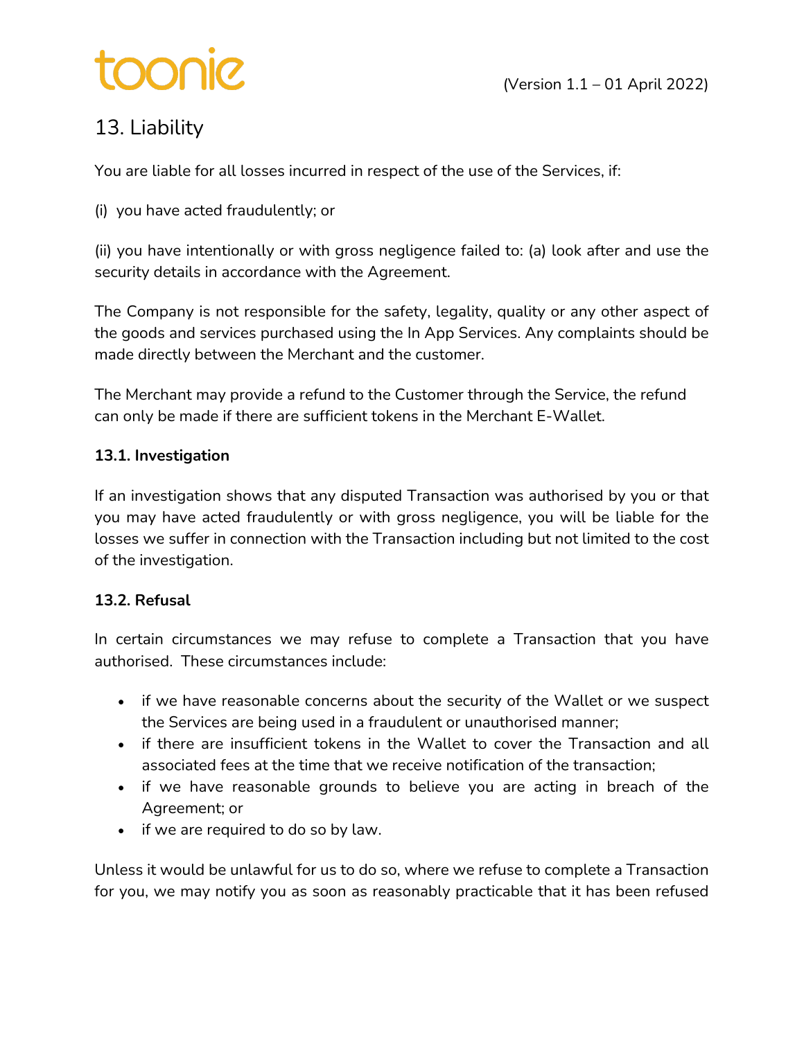## 13. Liability

You are liable for all losses incurred in respect of the use of the Services, if:

(i) you have acted fraudulently; or

(ii) you have intentionally or with gross negligence failed to: (a) look after and use the security details in accordance with the Agreement.

The Company is not responsible for the safety, legality, quality or any other aspect of the goods and services purchased using the In App Services. Any complaints should be made directly between the Merchant and the customer.

The Merchant may provide a refund to the Customer through the Service, the refund can only be made if there are sufficient tokens in the Merchant E-Wallet.

### 13.1. Investigation

If an investigation shows that any disputed Transaction was authorised by you or that you may have acted fraudulently or with gross negligence, you will be liable for the losses we suffer in connection with the Transaction including but not limited to the cost of the investigation.

### 13.2. Refusal

In certain circumstances we may refuse to complete a Transaction that you have authorised. These circumstances include:

- if we have reasonable concerns about the security of the Wallet or we suspect the Services are being used in a fraudulent or unauthorised manner;
- if there are insufficient tokens in the Wallet to cover the Transaction and all associated fees at the time that we receive notification of the transaction;
- if we have reasonable grounds to believe you are acting in breach of the Agreement; or
- if we are required to do so by law.

Unless it would be unlawful for us to do so, where we refuse to complete a Transaction for you, we may notify you as soon as reasonably practicable that it has been refused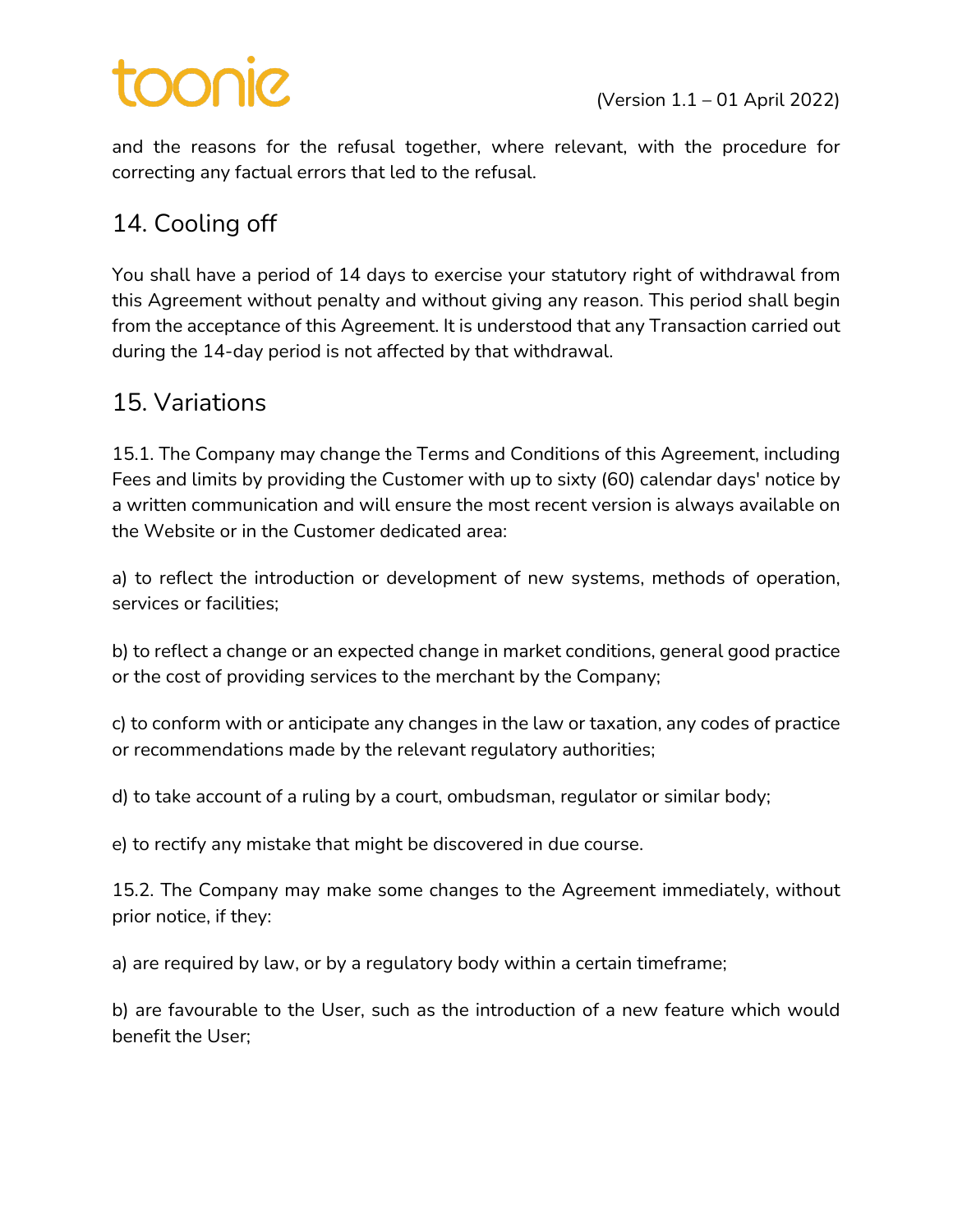and the reasons for the refusal together, where relevant, with the procedure for correcting any factual errors that led to the refusal.

## 14. Cooling off

You shall have a period of 14 days to exercise your statutory right of withdrawal from this Agreement without penalty and without giving any reason. This period shall begin from the acceptance of this Agreement. It is understood that any Transaction carried out during the 14-day period is not affected by that withdrawal.

## 15. Variations

15.1. The Company may change the Terms and Conditions of this Agreement, including Fees and limits by providing the Customer with up to sixty (60) calendar days' notice by a written communication and will ensure the most recent version is always available on the Website or in the Customer dedicated area:

a) to reflect the introduction or development of new systems, methods of operation, services or facilities;

b) to reflect a change or an expected change in market conditions, general good practice or the cost of providing services to the merchant by the Company;

c) to conform with or anticipate any changes in the law or taxation, any codes of practice or recommendations made by the relevant regulatory authorities;

d) to take account of a ruling by a court, ombudsman, regulator or similar body;

e) to rectify any mistake that might be discovered in due course.

15.2. The Company may make some changes to the Agreement immediately, without prior notice, if they:

a) are required by law, or by a regulatory body within a certain timeframe;

b) are favourable to the User, such as the introduction of a new feature which would benefit the User;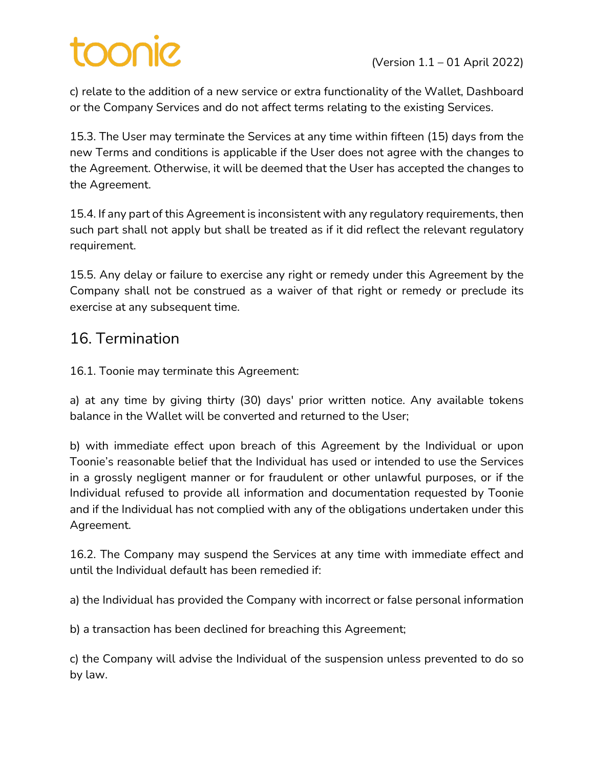c) relate to the addition of a new service or extra functionality of the Wallet, Dashboard or the Company Services and do not affect terms relating to the existing Services.

15.3. The User may terminate the Services at any time within fifteen (15) days from the new Terms and conditions is applicable if the User does not agree with the changes to the Agreement. Otherwise, it will be deemed that the User has accepted the changes to the Agreement.

15.4. If any part of this Agreement is inconsistent with any regulatory requirements, then such part shall not apply but shall be treated as if it did reflect the relevant regulatory requirement.

15.5. Any delay or failure to exercise any right or remedy under this Agreement by the Company shall not be construed as a waiver of that right or remedy or preclude its exercise at any subsequent time.

## 16. Termination

16.1. Toonie may terminate this Agreement:

a) at any time by giving thirty (30) days' prior written notice. Any available tokens balance in the Wallet will be converted and returned to the User;

b) with immediate effect upon breach of this Agreement by the Individual or upon Toonie's reasonable belief that the Individual has used or intended to use the Services in a grossly negligent manner or for fraudulent or other unlawful purposes, or if the Individual refused to provide all information and documentation requested by Toonie and if the Individual has not complied with any of the obligations undertaken under this Agreement.

16.2. The Company may suspend the Services at any time with immediate effect and until the Individual default has been remedied if:

a) the Individual has provided the Company with incorrect or false personal information

b) a transaction has been declined for breaching this Agreement;

c) the Company will advise the Individual of the suspension unless prevented to do so by law.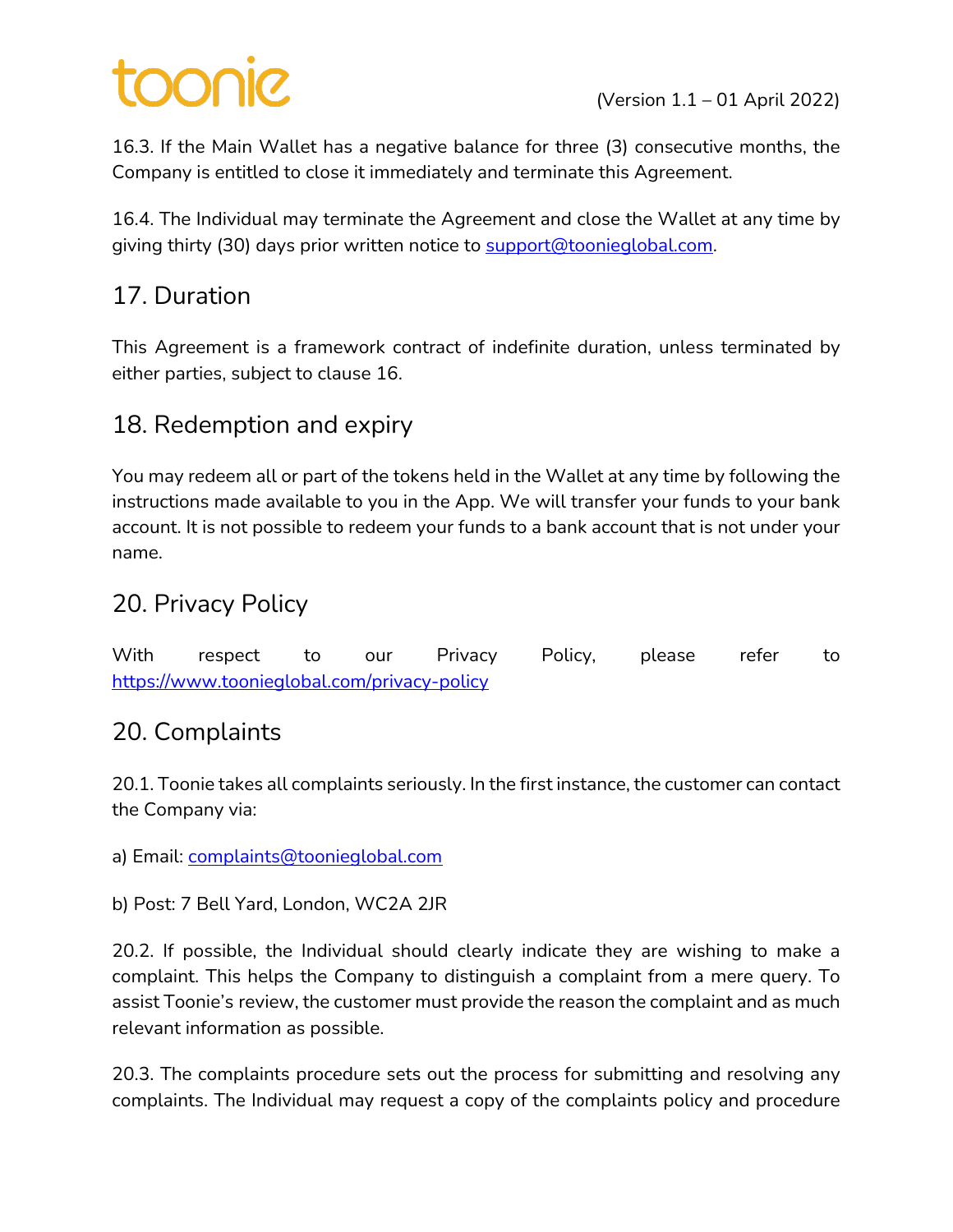16.3. If the Main Wallet has a negative balance for three (3) consecutive months, the Company is entitled to close it immediately and terminate this Agreement.

16.4. The Individual may terminate the Agreement and close the Wallet at any time by giving thirty (30) days prior written notice to support@toonieglobal.com.

## 17. Duration

This Agreement is a framework contract of indefinite duration, unless terminated by either parties, subject to clause 16.

## 18. Redemption and expiry

You may redeem all or part of the tokens held in the Wallet at any time by following the instructions made available to you in the App. We will transfer your funds to your bank account. It is not possible to redeem your funds to a bank account that is not under your name.

## 20. Privacy Policy

With respect to our Privacy Policy, please refer to https://www.toonieglobal.com/privacy-policy

## 20. Complaints

20.1. Toonie takes all complaints seriously. In the first instance, the customer can contact the Company via:

a) Email: complaints@toonieglobal.com

b) Post: 7 Bell Yard, London, WC2A 2JR

20.2. If possible, the Individual should clearly indicate they are wishing to make a complaint. This helps the Company to distinguish a complaint from a mere query. To assist Toonie's review, the customer must provide the reason the complaint and as much relevant information as possible.

20.3. The complaints procedure sets out the process for submitting and resolving any complaints. The Individual may request a copy of the complaints policy and procedure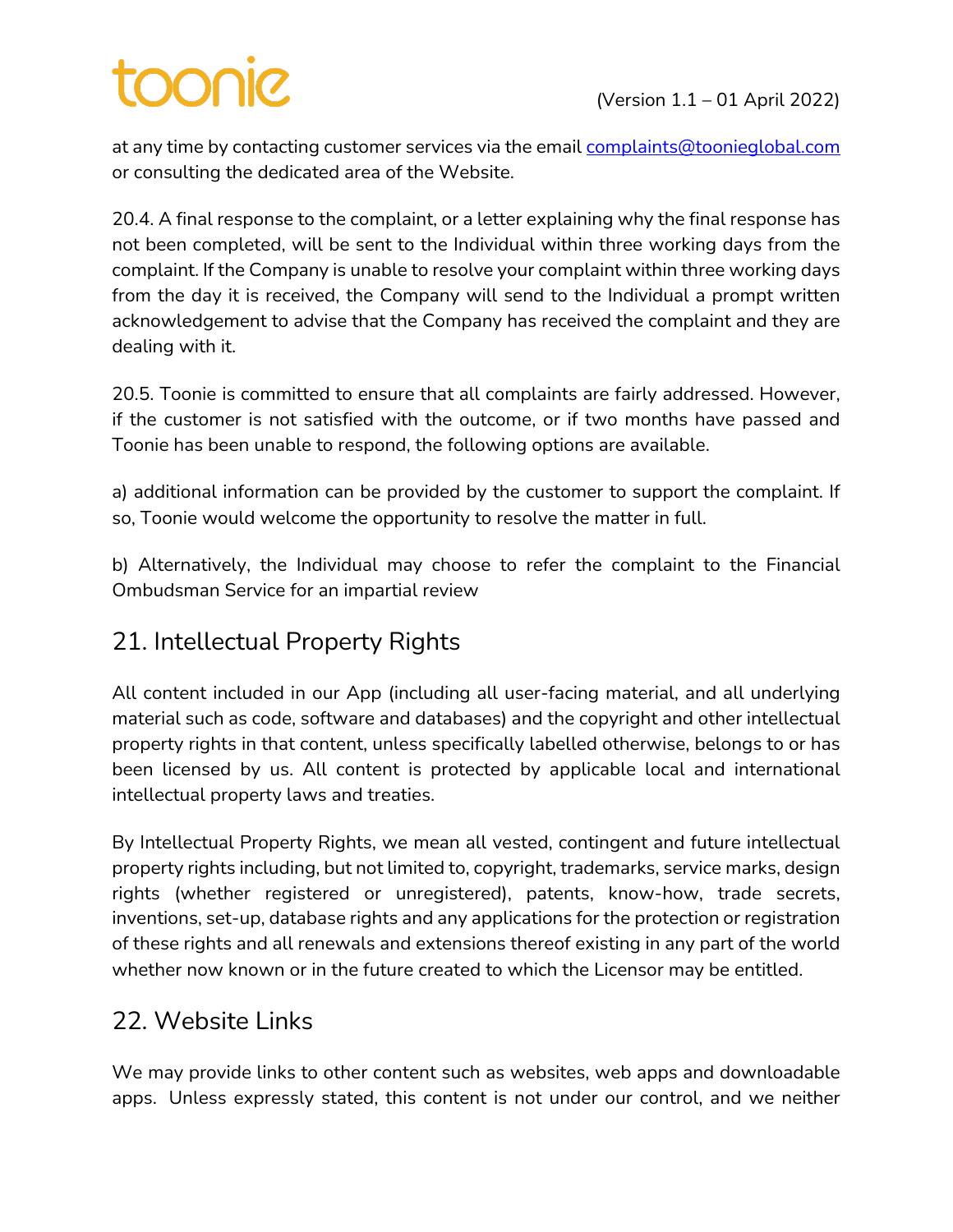at any time by contacting customer services via the email [complaints@toonieglobal.com](mailto:complaints@toonieglobal.com) or consulting the dedicated area of the Website.

20.4. A final response to the complaint, or a letter explaining why the final response has not been completed, will be sent to the Individual within three working days from the complaint. If the Company is unable to resolve your complaint within three working days from the day it is received, the Company will send to the Individual a prompt written acknowledgement to advise that the Company has received the complaint and they are dealing with it.

20.5. Toonie is committed to ensure that all complaints are fairly addressed. However, if the customer is not satisfied with the outcome, or if two months have passed and Toonie has been unable to respond, the following options are available.

a) additional information can be provided by the customer to support the complaint. If so, Toonie would welcome the opportunity to resolve the matter in full.

b) Alternatively, the Individual may choose to refer the complaint to the Financial Ombudsman Service for an impartial review

## 21. Intellectual Property Rights

All content included in our App (including all user-facing material, and all underlying material such as code, software and databases) and the copyright and other intellectual property rights in that content, unless specifically labelled otherwise, belongs to or has been licensed by us. All content is protected by applicable local and international intellectual property laws and treaties.

By Intellectual Property Rights, we mean all vested, contingent and future intellectual property rights including, but not limited to, copyright, trademarks, service marks, design rights (whether registered or unregistered), patents, know-how, trade secrets, inventions, set-up, database rights and any applications for the protection or registration of these rights and all renewals and extensions thereof existing in any part of the world whether now known or in the future created to which the Licensor may be entitled.

## 22. Website Links

We may provide links to other content such as websites, web apps and downloadable apps. Unless expressly stated, this content is not under our control, and we neither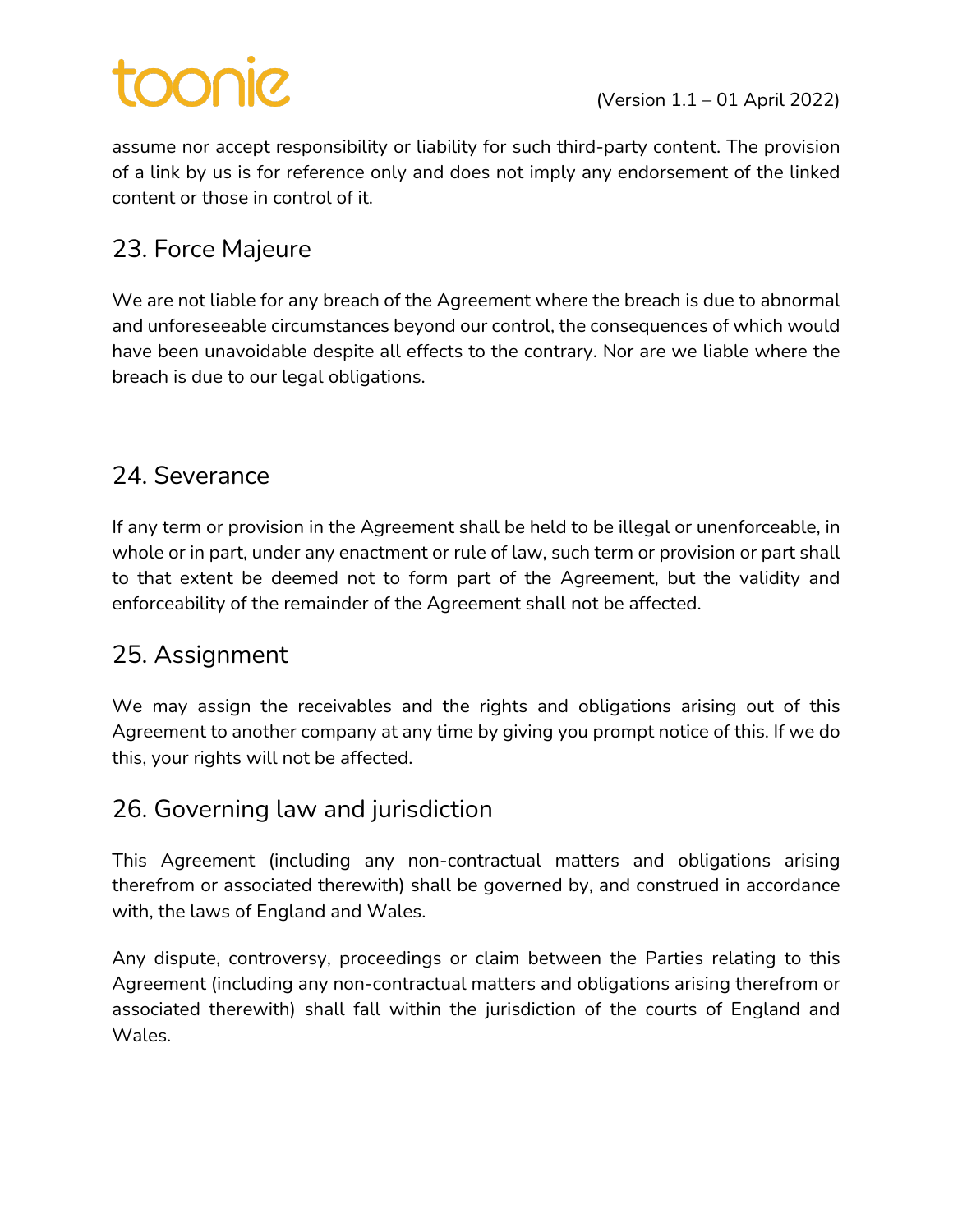assume nor accept responsibility or liability for such third-party content. The provision of a link by us is for reference only and does not imply any endorsement of the linked content or those in control of it.

## 23. Force Majeure

We are not liable for any breach of the Agreement where the breach is due to abnormal and unforeseeable circumstances beyond our control, the consequences of which would have been unavoidable despite all effects to the contrary. Nor are we liable where the breach is due to our legal obligations.

## 24. Severance

If any term or provision in the Agreement shall be held to be illegal or unenforceable, in whole or in part, under any enactment or rule of law, such term or provision or part shall to that extent be deemed not to form part of the Agreement, but the validity and enforceability of the remainder of the Agreement shall not be affected.

## 25. Assignment

We may assign the receivables and the rights and obligations arising out of this Agreement to another company at any time by giving you prompt notice of this. If we do this, your rights will not be affected.

## 26. Governing law and jurisdiction

This Agreement (including any non-contractual matters and obligations arising therefrom or associated therewith) shall be governed by, and construed in accordance with, the laws of England and Wales.

Any dispute, controversy, proceedings or claim between the Parties relating to this Agreement (including any non-contractual matters and obligations arising therefrom or associated therewith) shall fall within the jurisdiction of the courts of England and Wales.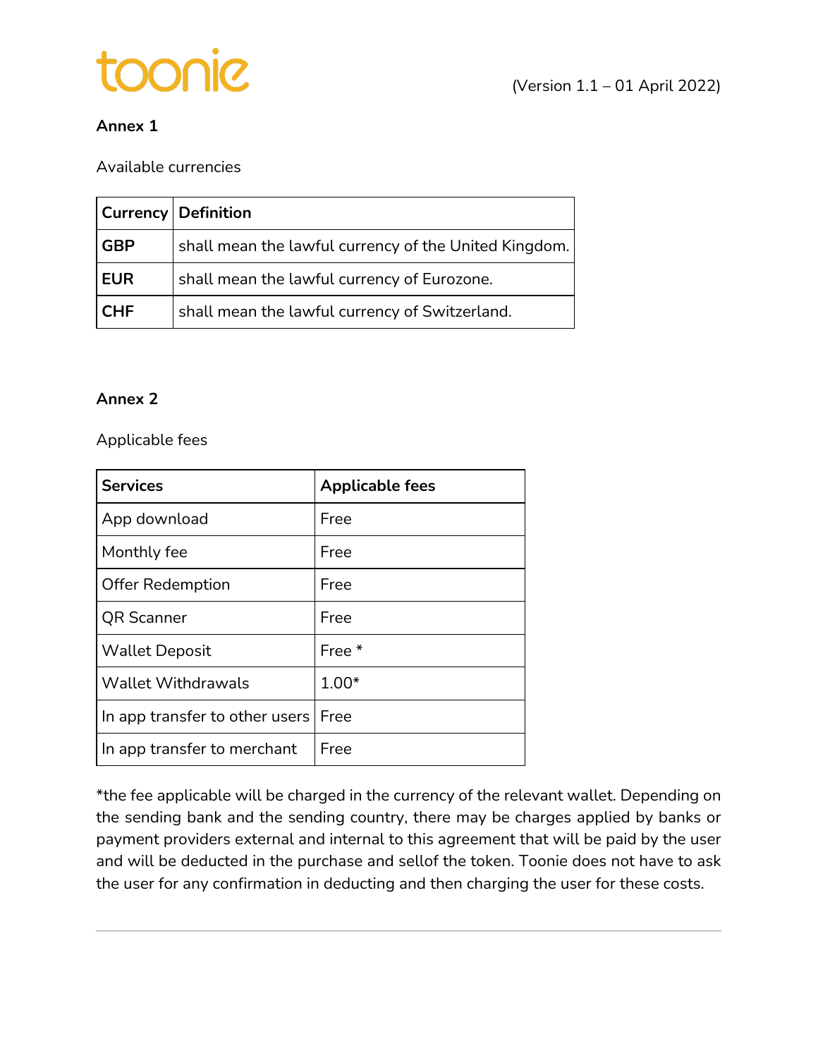toonie

(Version 1.1 – 01 April 2022)

**Annex 1**

Available currencies

| Currency | Definition |
|---|---|
| **GBP** | shall mean the lawful currency of the United Kingdom. |
| **EUR** | shall mean the lawful currency of Eurozone. |
| **CHF** | shall mean the lawful currency of Switzerland. |

**Annex 2**

Applicable fees

| Services | Applicable fees |
|---|---|
| App download | Free |
| Monthly fee | Free |
| Offer Redemption | Free |
| QR Scanner | Free |
| Wallet Deposit | Free * |
| Wallet Withdrawals | 1.00* |
| In app transfer to other users | Free |
| In app transfer to merchant | Free |

*the fee applicable will be charged in the currency of the relevant wallet. Depending on the sending bank and the sending country, there may be charges applied by banks or payment providers external and internal to this agreement that will be paid by the user and will be deducted in the purchase and sellof the token. Toonie does not have to ask the user for any confirmation in deducting and then charging the user for these costs.